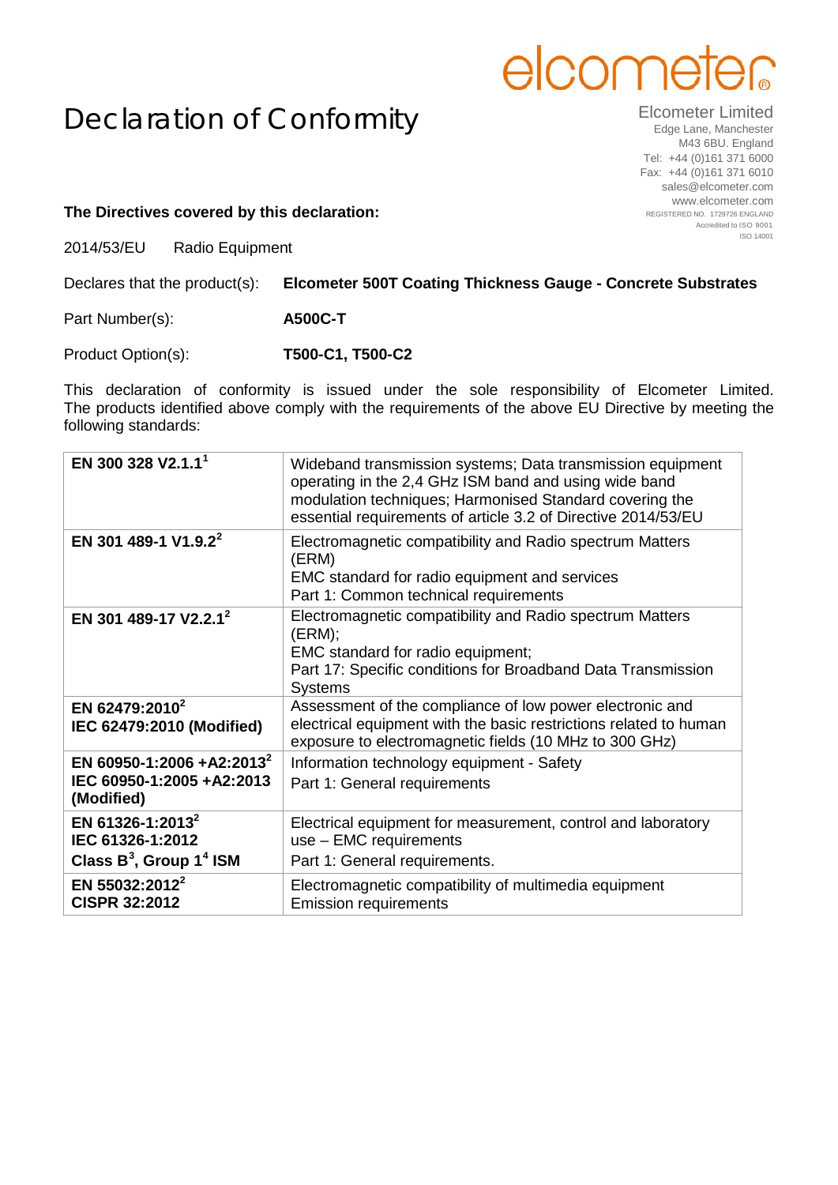# Declaration of Conformity

elcometer

Elcometer Limited
Edge Lane, Manchester
M43 6BU. England
Tel: +44 (0)161 371 6000
Fax: +44 (0)161 371 6010
sales@elcometer.com
www.elcometer.com
REGISTERED NO. 1729726 ENGLAND
Accredited to ISO 9001
ISO 14001

**The Directives covered by this declaration:**

2014/53/EU Radio Equipment

Declares that the product(s): **Elcometer 500T Coating Thickness Gauge - Concrete Substrates**

Part Number(s): **A500C-T**

Product Option(s): **T500-C1, T500-C2**

This declaration of conformity is issued under the sole responsibility of Elcometer Limited. The products identified above comply with the requirements of the above EU Directive by meeting the following standards:

| | |
|---|---|
| **EN 300 328 V2.1.1**[1] | Wideband transmission systems; Data transmission equipment operating in the 2,4 GHz ISM band and using wide band modulation techniques; Harmonised Standard covering the essential requirements of article 3.2 of Directive 2014/53/EU |
| **EN 301 489-1 V1.9.2**[2] | Electromagnetic compatibility and Radio spectrum Matters (ERM)<br>EMC standard for radio equipment and services<br>Part 1: Common technical requirements |
| **EN 301 489-17 V2.2.1**[2] | Electromagnetic compatibility and Radio spectrum Matters (ERM);<br>EMC standard for radio equipment;<br>Part 17: Specific conditions for Broadband Data Transmission Systems |
| **EN 62479:2010**[2]<br>**IEC 62479:2010 (Modified)** | Assessment of the compliance of low power electronic and electrical equipment with the basic restrictions related to human exposure to electromagnetic fields (10 MHz to 300 GHz) |
| **EN 60950-1:2006 +A2:2013**[2]<br>**IEC 60950-1:2005 +A2:2013 (Modified)** | Information technology equipment - Safety<br>Part 1: General requirements |
| **EN 61326-1:2013**[2]<br>**IEC 61326-1:2012**<br>**Class B**[3]**, Group 1**[4] **ISM** | Electrical equipment for measurement, control and laboratory use – EMC requirements<br>Part 1: General requirements. |
| **EN 55032:2012**[2]<br>**CISPR 32:2012** | Electromagnetic compatibility of multimedia equipment<br>Emission requirements |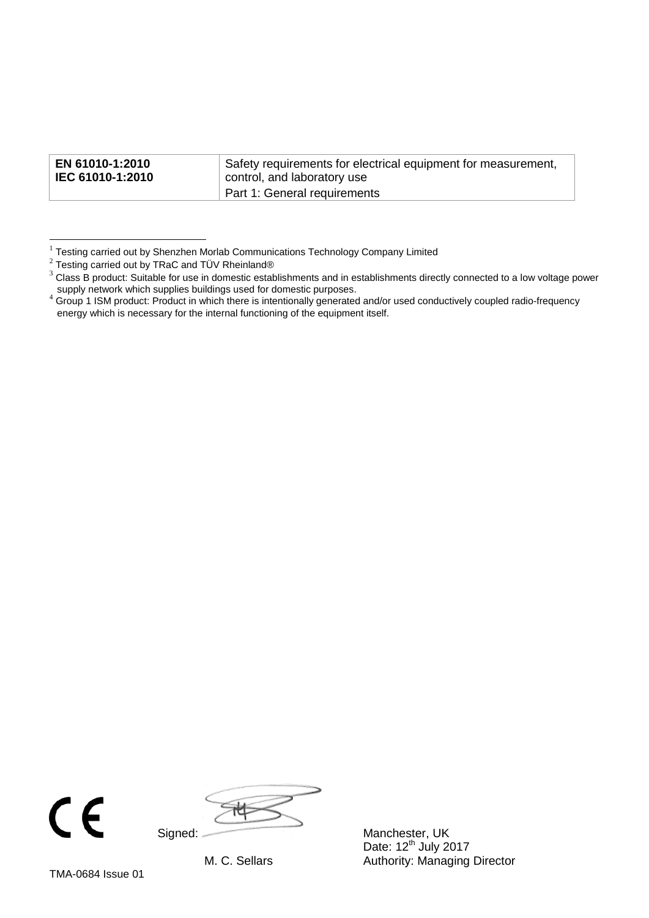| | |
|---|---|
| **EN 61010-1:2010**<br>**IEC 61010-1:2010** | Safety requirements for electrical equipment for measurement, control, and laboratory use<br>Part 1: General requirements |

[1] Testing carried out by Shenzhen Morlab Communications Technology Company Limited

[2] Testing carried out by TRaC and TÜV Rheinland®

[3] Class B product: Suitable for use in domestic establishments and in establishments directly connected to a low voltage power supply network which supplies buildings used for domestic purposes.

[4] Group 1 ISM product: Product in which there is intentionally generated and/or used conductively coupled radio-frequency energy which is necessary for the internal functioning of the equipment itself.

CE

Signed:

M. C. Sellars

Manchester, UK
Date: 12th July 2017
Authority: Managing Director

TMA-0684 Issue 01